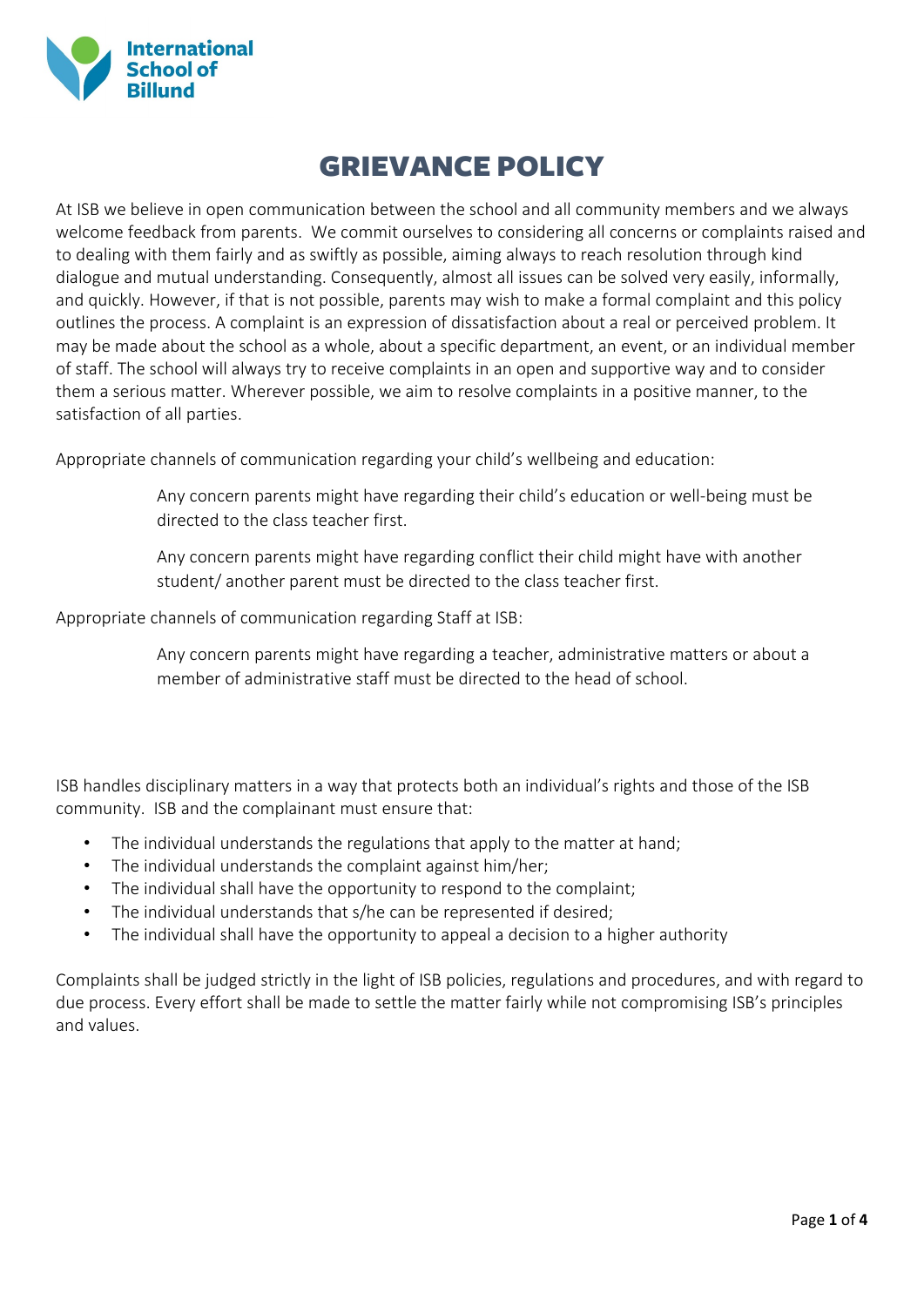International School of Billund

# GRIEVANCE POLICY

At ISB we believe in open communication between the school and all community members and we always welcome feedback from parents. We commit ourselves to considering all concerns or complaints raised and to dealing with them fairly and as swiftly as possible, aiming always to reach resolution through kind dialogue and mutual understanding. Consequently, almost all issues can be solved very easily, informally, and quickly. However, if that is not possible, parents may wish to make a formal complaint and this policy outlines the process. A complaint is an expression of dissatisfaction about a real or perceived problem. It may be made about the school as a whole, about a specific department, an event, or an individual member of staff. The school will always try to receive complaints in an open and supportive way and to consider them a serious matter. Wherever possible, we aim to resolve complaints in a positive manner, to the satisfaction of all parties.

Appropriate channels of communication regarding your child's wellbeing and education:

> Any concern parents might have regarding their child's education or well-being must be directed to the class teacher first.
>
> Any concern parents might have regarding conflict their child might have with another student/ another parent must be directed to the class teacher first.

Appropriate channels of communication regarding Staff at ISB:

> Any concern parents might have regarding a teacher, administrative matters or about a member of administrative staff must be directed to the head of school.

ISB handles disciplinary matters in a way that protects both an individual's rights and those of the ISB community. ISB and the complainant must ensure that:

- The individual understands the regulations that apply to the matter at hand;
- The individual understands the complaint against him/her;
- The individual shall have the opportunity to respond to the complaint;
- The individual understands that s/he can be represented if desired;
- The individual shall have the opportunity to appeal a decision to a higher authority

Complaints shall be judged strictly in the light of ISB policies, regulations and procedures, and with regard to due process. Every effort shall be made to settle the matter fairly while not compromising ISB's principles and values.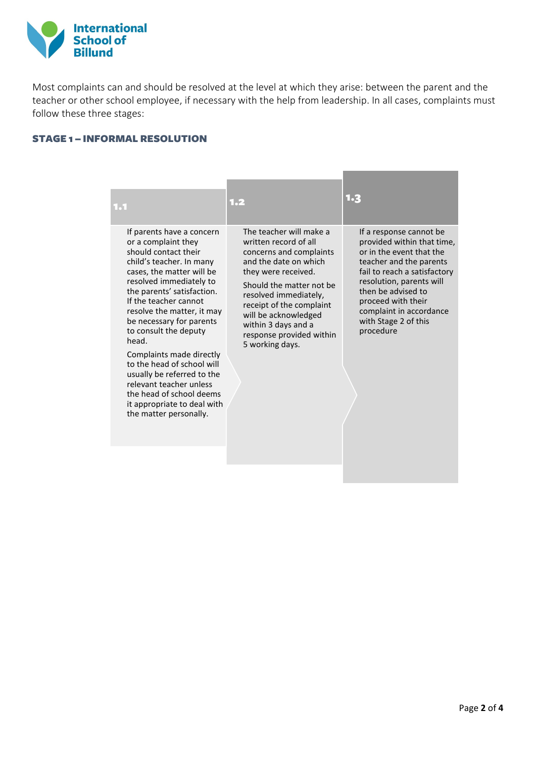Most complaints can and should be resolved at the level at which they arise: between the parent and the teacher or other school employee, if necessary with the help from leadership. In all cases, complaints must follow these three stages:

### STAGE 1 – INFORMAL RESOLUTION

**1.1**

If parents have a concern or a complaint they should contact their child's teacher. In many cases, the matter will be resolved immediately to the parents' satisfaction. If the teacher cannot resolve the matter, it may be necessary for parents to consult the deputy head.

Complaints made directly to the head of school will usually be referred to the relevant teacher unless the head of school deems it appropriate to deal with the matter personally.

**1.2**

The teacher will make a written record of all concerns and complaints and the date on which they were received.

Should the matter not be resolved immediately, receipt of the complaint will be acknowledged within 3 days and a response provided within 5 working days.

**1.3**

If a response cannot be provided within that time, or in the event that the teacher and the parents fail to reach a satisfactory resolution, parents will then be advised to proceed with their complaint in accordance with Stage 2 of this procedure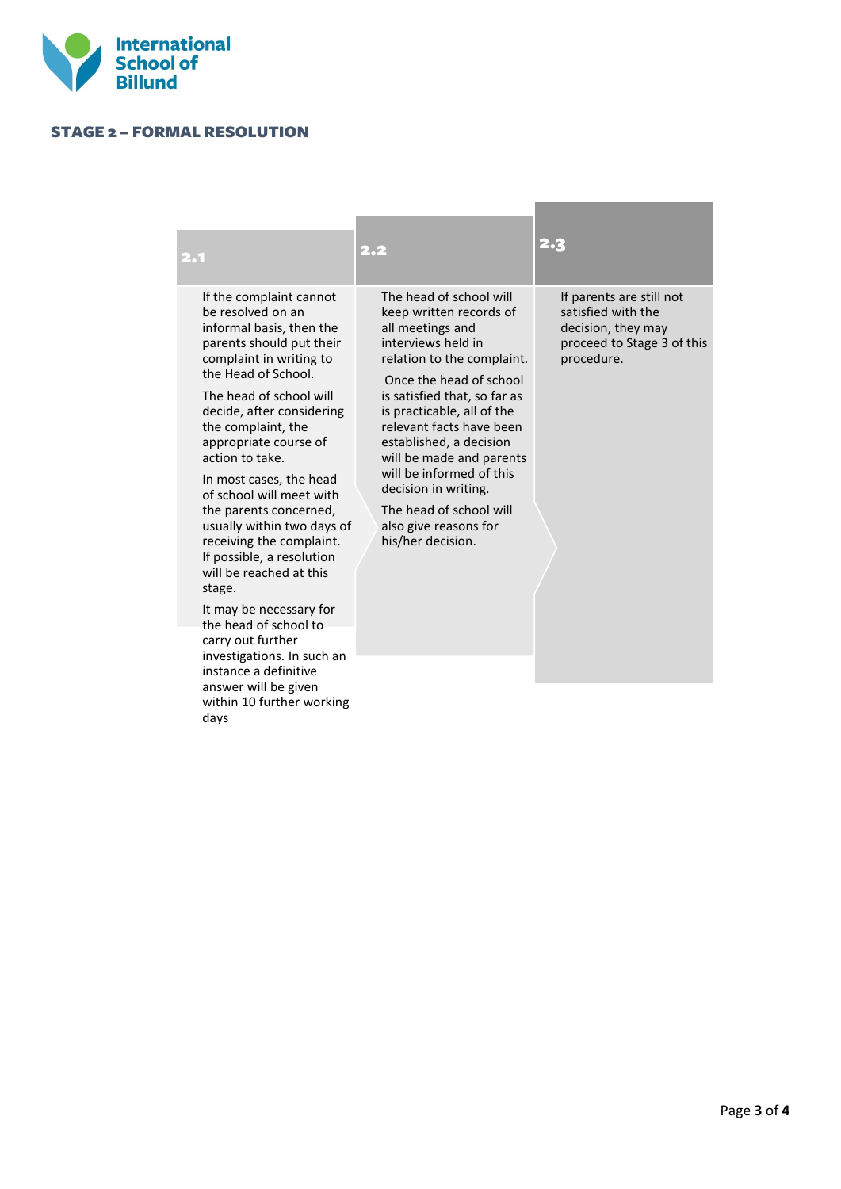## STAGE 2 – FORMAL RESOLUTION

### 2.1

If the complaint cannot be resolved on an informal basis, then the parents should put their complaint in writing to the Head of School.

The head of school will decide, after considering the complaint, the appropriate course of action to take.

In most cases, the head of school will meet with the parents concerned, usually within two days of receiving the complaint. If possible, a resolution will be reached at this stage.

It may be necessary for the head of school to carry out further investigations. In such an instance a definitive answer will be given within 10 further working days

### 2.2

The head of school will keep written records of all meetings and interviews held in relation to the complaint.

Once the head of school is satisfied that, so far as is practicable, all of the relevant facts have been established, a decision will be made and parents will be informed of this decision in writing.

The head of school will also give reasons for his/her decision.

### 2.3

If parents are still not satisfied with the decision, they may proceed to Stage 3 of this procedure.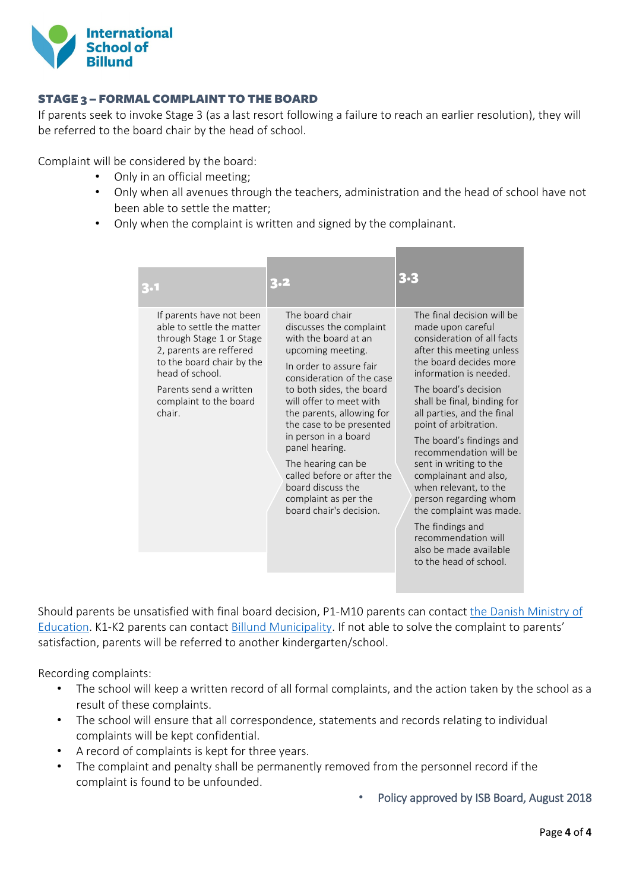## STAGE 3 – FORMAL COMPLAINT TO THE BOARD

If parents seek to invoke Stage 3 (as a last resort following a failure to reach an earlier resolution), they will be referred to the board chair by the head of school.

Complaint will be considered by the board:

- Only in an official meeting;
- Only when all avenues through the teachers, administration and the head of school have not been able to settle the matter;
- Only when the complaint is written and signed by the complainant.

| 3.1 | 3.2 | 3.3 |
|---|---|---|
| If parents have not been able to settle the matter through Stage 1 or Stage 2, parents are reffered to the board chair by the head of school.<br><br>Parents send a written complaint to the board chair. | The board chair discusses the complaint with the board at an upcoming meeting.<br><br>In order to assure fair consideration of the case to both sides, the board will offer to meet with the parents, allowing for the case to be presented in person in a board panel hearing.<br><br>The hearing can be called before or after the board discuss the complaint as per the board chair's decision. | The final decision will be made upon careful consideration of all facts after this meeting unless the board decides more information is needed.<br><br>The board's decision shall be final, binding for all parties, and the final point of arbitration.<br><br>The board's findings and recommendation will be sent in writing to the complainant and also, when relevant, to the person regarding whom the complaint was made.<br><br>The findings and recommendation will also be made available to the head of school. |

Should parents be unsatisfied with final board decision, P1-M10 parents can contact [the Danish Ministry of Education](). K1-K2 parents can contact [Billund Municipality](). If not able to solve the complaint to parents' satisfaction, parents will be referred to another kindergarten/school.

Recording complaints:

- The school will keep a written record of all formal complaints, and the action taken by the school as a result of these complaints.
- The school will ensure that all correspondence, statements and records relating to individual complaints will be kept confidential.
- A record of complaints is kept for three years.
- The complaint and penalty shall be permanently removed from the personnel record if the complaint is found to be unfounded.

- Policy approved by ISB Board, August 2018